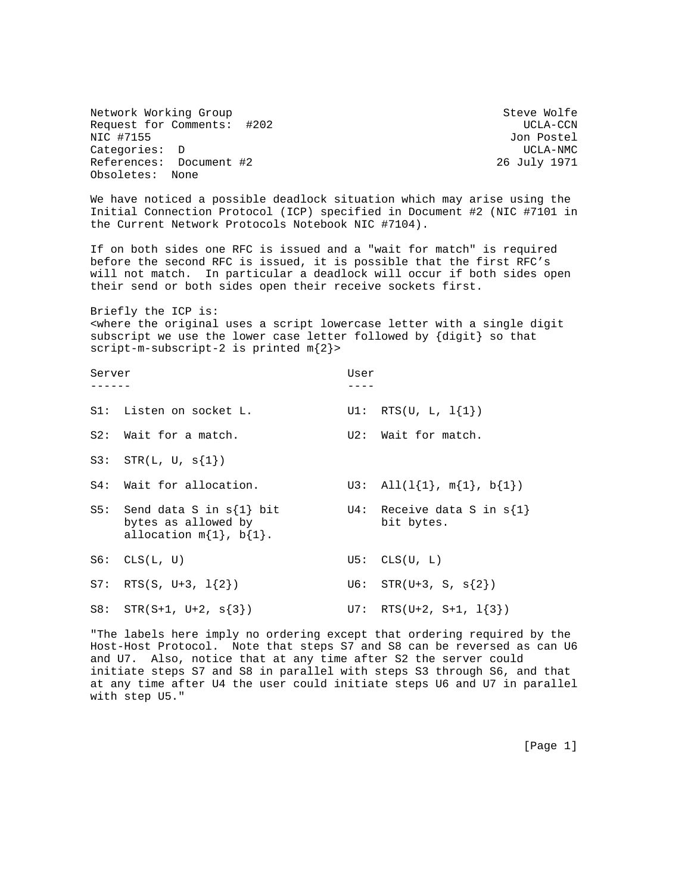Network Working Group Steve Wolfe
Request for Comments: #202 UCLA-CCN
NIC #7155 Jon Postel
Categories: D UCLA-NMC
References: Document #2 26 July 1971
Obsoletes: None

We have noticed a possible deadlock situation which may arise using the Initial Connection Protocol (ICP) specified in Document #2 (NIC #7101 in the Current Network Protocols Notebook NIC #7104).

If on both sides one RFC is issued and a "wait for match" is required before the second RFC is issued, it is possible that the first RFC's will not match. In particular a deadlock will occur if both sides open their send or both sides open their receive sockets first.

Briefly the ICP is:
<where the original uses a script lowercase letter with a single digit subscript we use the lower case letter followed by {digit} so that script-m-subscript-2 is printed m{2}>

```
Server                                 User
------                                 ----

S1:  Listen on socket L.               U1:  RTS(U, L, l{1})

S2:  Wait for a match.                 U2:  Wait for match.

S3:  STR(L, U, s{1})

S4:  Wait for allocation.              U3:  All(l{1}, m{1}, b{1})

S5:  Send data S in s{1} bit           U4:  Receive data S in s{1}
     bytes as allowed by                    bit bytes.
     allocation m{1}, b{1}.

S6:  CLS(L, U)                         U5:  CLS(U, L)

S7:  RTS(S, U+3, l{2})                 U6:  STR(U+3, S, s{2})

S8:  STR(S+1, U+2, s{3})               U7:  RTS(U+2, S+1, l{3})
```

"The labels here imply no ordering except that ordering required by the Host-Host Protocol. Note that steps S7 and S8 can be reversed as can U6 and U7. Also, notice that at any time after S2 the server could initiate steps S7 and S8 in parallel with steps S3 through S6, and that at any time after U4 the user could initiate steps U6 and U7 in parallel with step U5."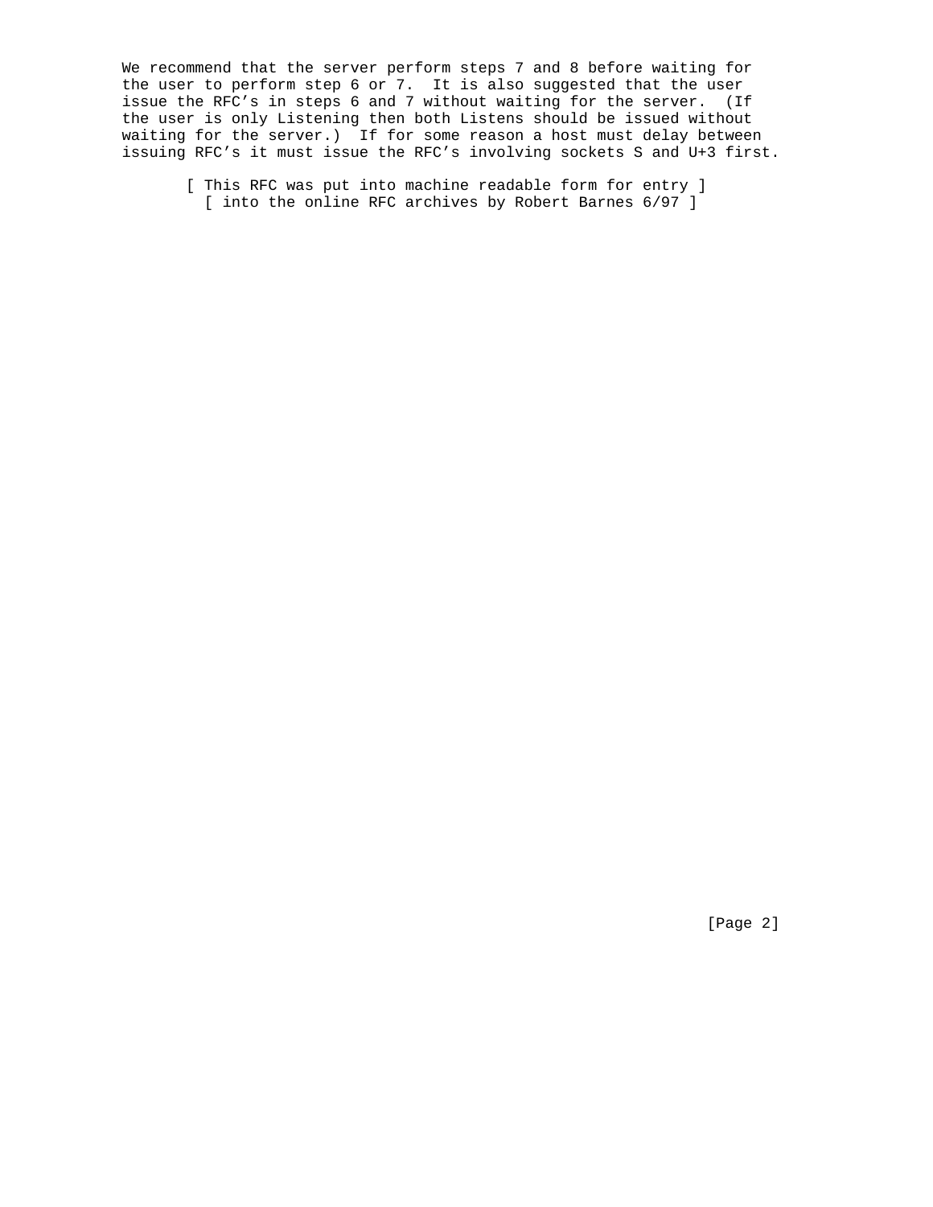We recommend that the server perform steps 7 and 8 before waiting for the user to perform step 6 or 7. It is also suggested that the user issue the RFC's in steps 6 and 7 without waiting for the server. (If the user is only Listening then both Listens should be issued without waiting for the server.) If for some reason a host must delay between issuing RFC's it must issue the RFC's involving sockets S and U+3 first.

[ This RFC was put into machine readable form for entry ]
[ into the online RFC archives by Robert Barnes 6/97 ]